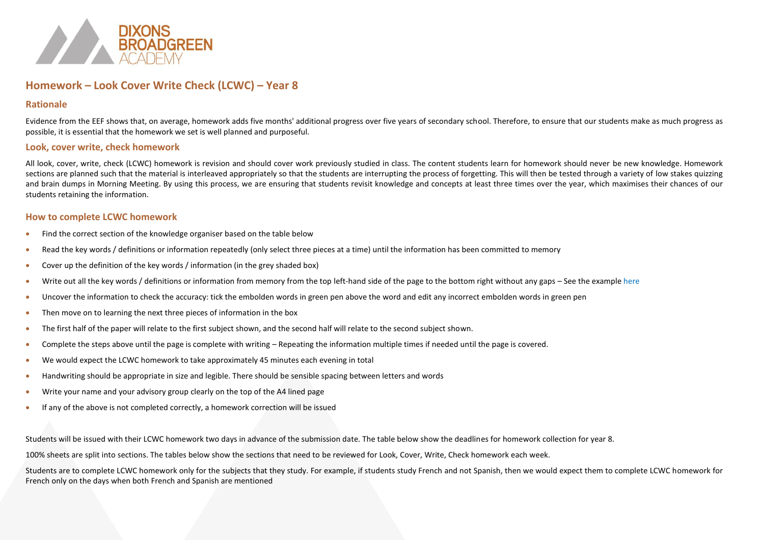# Homework – Look Cover Write Check (LCWC) – Year 8

## Rationale

Evidence from the EEF shows that, on average, homework adds five months' additional progress over five years of secondary school. Therefore, to ensure that our students make as much progress as possible, it is essential that the homework we set is well planned and purposeful.

## Look, cover write, check homework

All look, cover, write, check (LCWC) homework is revision and should cover work previously studied in class. The content students learn for homework should never be new knowledge. Homework sections are planned such that the material is interleaved appropriately so that the students are interrupting the process of forgetting. This will then be tested through a variety of low stakes quizzing and brain dumps in Morning Meeting. By using this process, we are ensuring that students revisit knowledge and concepts at least three times over the year, which maximises their chances of our students retaining the information.

## How to complete LCWC homework

- Find the correct section of the knowledge organiser based on the table below
- Read the key words / definitions or information repeatedly (only select three pieces at a time) until the information has been committed to memory
- Cover up the definition of the key words / information (in the grey shaded box)
- Write out all the key words / definitions or information from memory from the top left-hand side of the page to the bottom right without any gaps – See the example here
- Uncover the information to check the accuracy: tick the embolden words in green pen above the word and edit any incorrect embolden words in green pen
- Then move on to learning the next three pieces of information in the box
- The first half of the paper will relate to the first subject shown, and the second half will relate to the second subject shown.
- Complete the steps above until the page is complete with writing – Repeating the information multiple times if needed until the page is covered.
- We would expect the LCWC homework to take approximately 45 minutes each evening in total
- Handwriting should be appropriate in size and legible. There should be sensible spacing between letters and words
- Write your name and your advisory group clearly on the top of the A4 lined page
- If any of the above is not completed correctly, a homework correction will be issued

Students will be issued with their LCWC homework two days in advance of the submission date. The table below show the deadlines for homework collection for year 8.

100% sheets are split into sections. The tables below show the sections that need to be reviewed for Look, Cover, Write, Check homework each week.

Students are to complete LCWC homework only for the subjects that they study. For example, if students study French and not Spanish, then we would expect them to complete LCWC homework for French only on the days when both French and Spanish are mentioned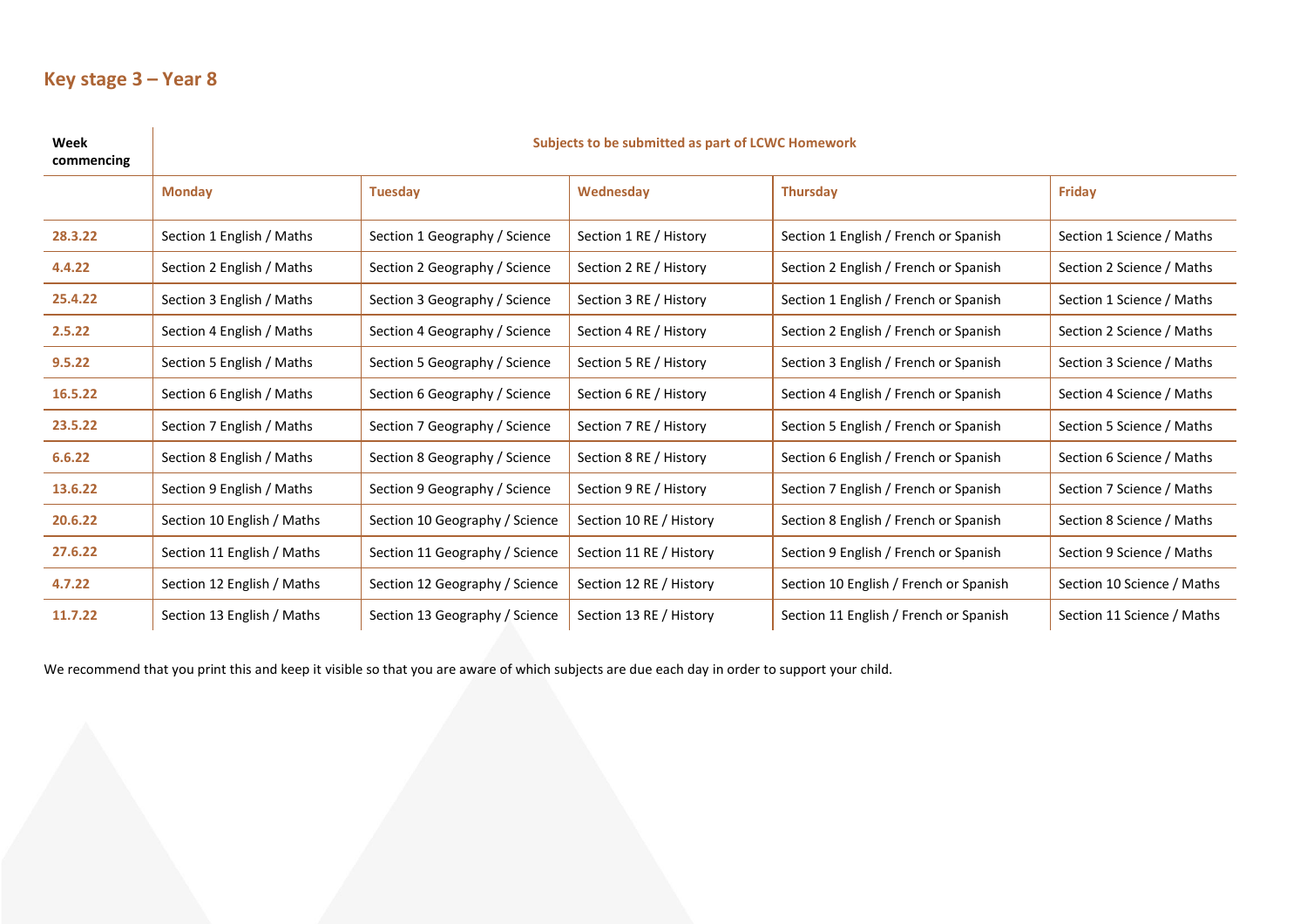## Key stage 3 – Year 8

| Week commencing | Subjects to be submitted as part of LCWC Homework | | | | |
|---|---|---|---|---|---|
| | **Monday** | **Tuesday** | **Wednesday** | **Thursday** | **Friday** |
| **28.3.22** | Section 1 English / Maths | Section 1 Geography / Science | Section 1 RE / History | Section 1 English / French or Spanish | Section 1 Science / Maths |
| **4.4.22** | Section 2 English / Maths | Section 2 Geography / Science | Section 2 RE / History | Section 2 English / French or Spanish | Section 2 Science / Maths |
| **25.4.22** | Section 3 English / Maths | Section 3 Geography / Science | Section 3 RE / History | Section 1 English / French or Spanish | Section 1 Science / Maths |
| **2.5.22** | Section 4 English / Maths | Section 4 Geography / Science | Section 4 RE / History | Section 2 English / French or Spanish | Section 2 Science / Maths |
| **9.5.22** | Section 5 English / Maths | Section 5 Geography / Science | Section 5 RE / History | Section 3 English / French or Spanish | Section 3 Science / Maths |
| **16.5.22** | Section 6 English / Maths | Section 6 Geography / Science | Section 6 RE / History | Section 4 English / French or Spanish | Section 4 Science / Maths |
| **23.5.22** | Section 7 English / Maths | Section 7 Geography / Science | Section 7 RE / History | Section 5 English / French or Spanish | Section 5 Science / Maths |
| **6.6.22** | Section 8 English / Maths | Section 8 Geography / Science | Section 8 RE / History | Section 6 English / French or Spanish | Section 6 Science / Maths |
| **13.6.22** | Section 9 English / Maths | Section 9 Geography / Science | Section 9 RE / History | Section 7 English / French or Spanish | Section 7 Science / Maths |
| **20.6.22** | Section 10 English / Maths | Section 10 Geography / Science | Section 10 RE / History | Section 8 English / French or Spanish | Section 8 Science / Maths |
| **27.6.22** | Section 11 English / Maths | Section 11 Geography / Science | Section 11 RE / History | Section 9 English / French or Spanish | Section 9 Science / Maths |
| **4.7.22** | Section 12 English / Maths | Section 12 Geography / Science | Section 12 RE / History | Section 10 English / French or Spanish | Section 10 Science / Maths |
| **11.7.22** | Section 13 English / Maths | Section 13 Geography / Science | Section 13 RE / History | Section 11 English / French or Spanish | Section 11 Science / Maths |

We recommend that you print this and keep it visible so that you are aware of which subjects are due each day in order to support your child.